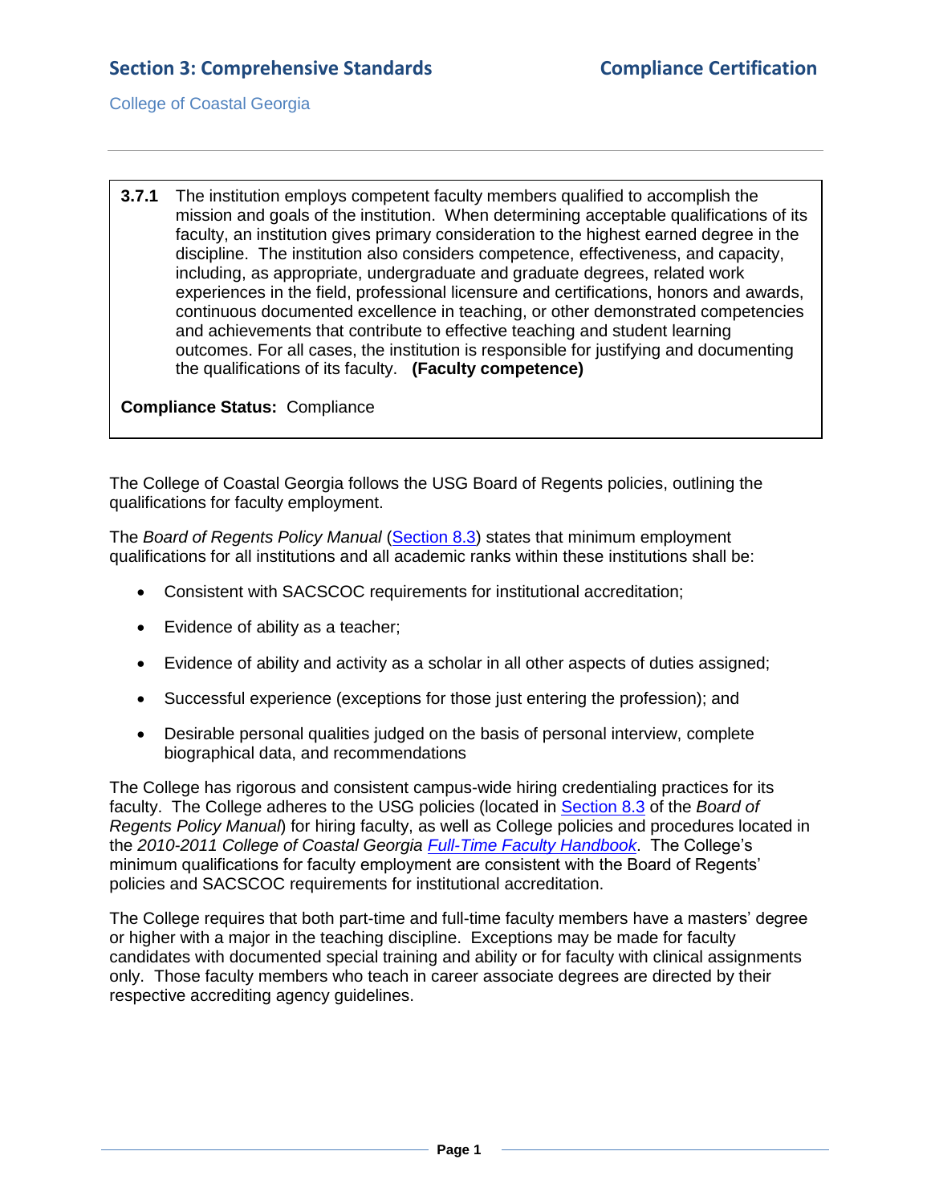**3.7.1** The institution employs competent faculty members qualified to accomplish the mission and goals of the institution. When determining acceptable qualifications of its faculty, an institution gives primary consideration to the highest earned degree in the discipline. The institution also considers competence, effectiveness, and capacity, including, as appropriate, undergraduate and graduate degrees, related work experiences in the field, professional licensure and certifications, honors and awards, continuous documented excellence in teaching, or other demonstrated competencies and achievements that contribute to effective teaching and student learning outcomes. For all cases, the institution is responsible for justifying and documenting the qualifications of its faculty. **(Faculty competence)**

**Compliance Status:** Compliance

The College of Coastal Georgia follows the USG Board of Regents policies, outlining the qualifications for faculty employment.

The *Board of Regents Policy Manual* (Section 8.3) states that minimum employment qualifications for all institutions and all academic ranks within these institutions shall be:

- Consistent with SACSCOC requirements for institutional accreditation;
- Evidence of ability as a teacher;
- Evidence of ability and activity as a scholar in all other aspects of duties assigned;
- Successful experience (exceptions for those just entering the profession); and
- Desirable personal qualities judged on the basis of personal interview, complete biographical data, and recommendations

The College has rigorous and consistent campus-wide hiring credentialing practices for its faculty. The College adheres to the USG policies (located in Section 8.3 of the *Board of Regents Policy Manual*) for hiring faculty, as well as College policies and procedures located in the *2010-2011 College of Coastal Georgia Full-Time Faculty Handbook*. The College's minimum qualifications for faculty employment are consistent with the Board of Regents' policies and SACSCOC requirements for institutional accreditation.

The College requires that both part-time and full-time faculty members have a masters' degree or higher with a major in the teaching discipline. Exceptions may be made for faculty candidates with documented special training and ability or for faculty with clinical assignments only. Those faculty members who teach in career associate degrees are directed by their respective accrediting agency guidelines.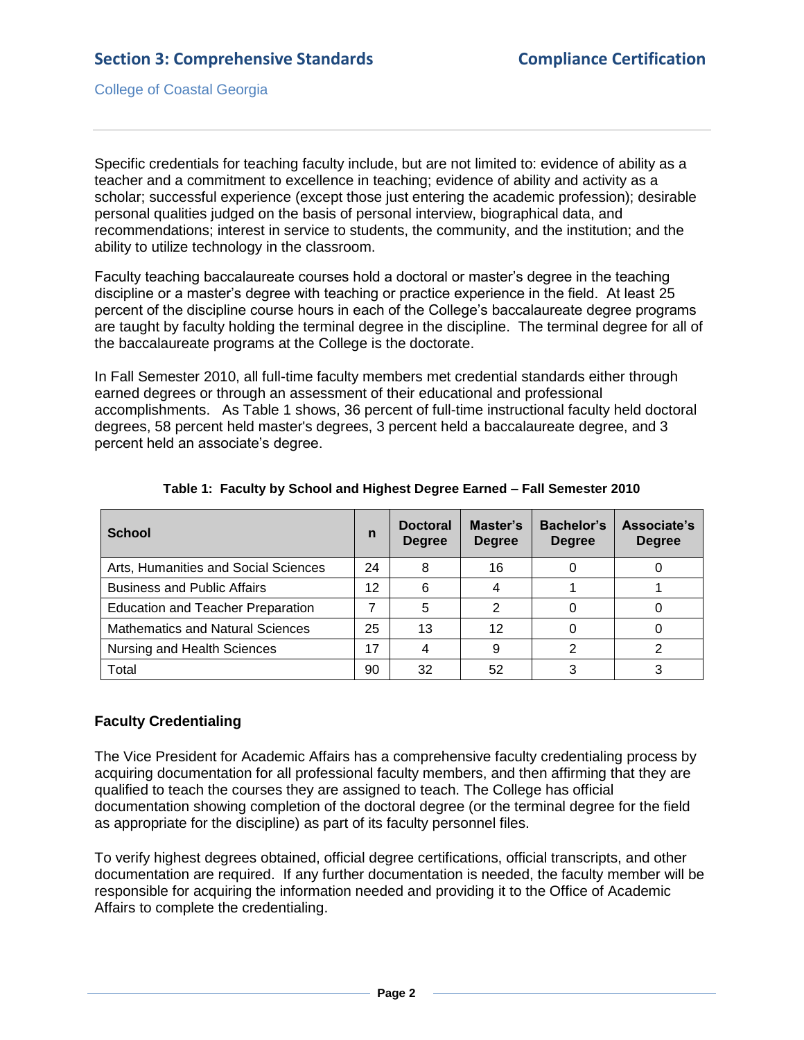Specific credentials for teaching faculty include, but are not limited to: evidence of ability as a teacher and a commitment to excellence in teaching; evidence of ability and activity as a scholar; successful experience (except those just entering the academic profession); desirable personal qualities judged on the basis of personal interview, biographical data, and recommendations; interest in service to students, the community, and the institution; and the ability to utilize technology in the classroom.

Faculty teaching baccalaureate courses hold a doctoral or master's degree in the teaching discipline or a master's degree with teaching or practice experience in the field. At least 25 percent of the discipline course hours in each of the College's baccalaureate degree programs are taught by faculty holding the terminal degree in the discipline. The terminal degree for all of the baccalaureate programs at the College is the doctorate.

In Fall Semester 2010, all full-time faculty members met credential standards either through earned degrees or through an assessment of their educational and professional accomplishments. As Table 1 shows, 36 percent of full-time instructional faculty held doctoral degrees, 58 percent held master's degrees, 3 percent held a baccalaureate degree, and 3 percent held an associate's degree.

**Table 1: Faculty by School and Highest Degree Earned – Fall Semester 2010**

| School | n | Doctoral Degree | Master's Degree | Bachelor's Degree | Associate's Degree |
|---|---|---|---|---|---|
| Arts, Humanities and Social Sciences | 24 | 8 | 16 | 0 | 0 |
| Business and Public Affairs | 12 | 6 | 4 | 1 | 1 |
| Education and Teacher Preparation | 7 | 5 | 2 | 0 | 0 |
| Mathematics and Natural Sciences | 25 | 13 | 12 | 0 | 0 |
| Nursing and Health Sciences | 17 | 4 | 9 | 2 | 2 |
| Total | 90 | 32 | 52 | 3 | 3 |

**Faculty Credentialing**

The Vice President for Academic Affairs has a comprehensive faculty credentialing process by acquiring documentation for all professional faculty members, and then affirming that they are qualified to teach the courses they are assigned to teach. The College has official documentation showing completion of the doctoral degree (or the terminal degree for the field as appropriate for the discipline) as part of its faculty personnel files.

To verify highest degrees obtained, official degree certifications, official transcripts, and other documentation are required. If any further documentation is needed, the faculty member will be responsible for acquiring the information needed and providing it to the Office of Academic Affairs to complete the credentialing.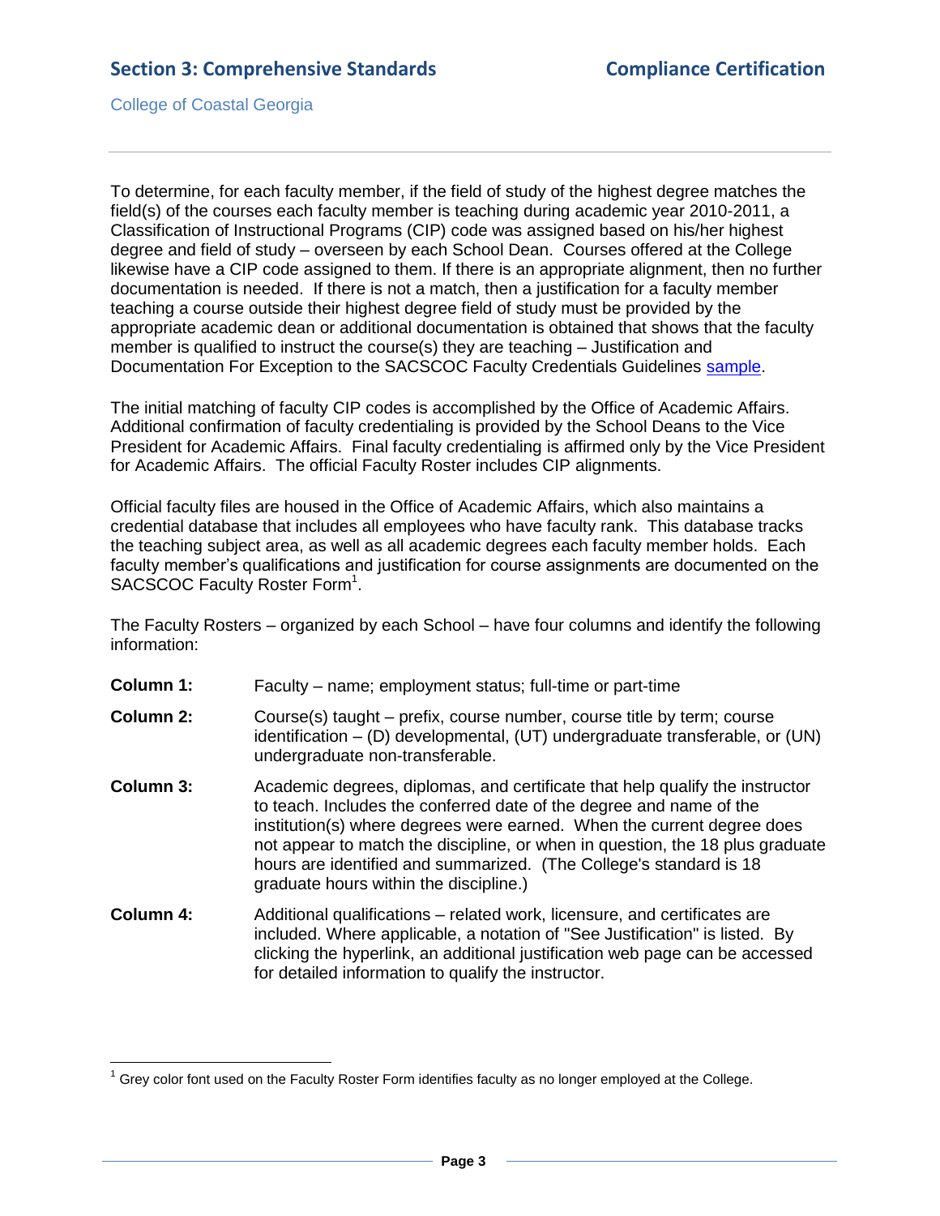To determine, for each faculty member, if the field of study of the highest degree matches the field(s) of the courses each faculty member is teaching during academic year 2010-2011, a Classification of Instructional Programs (CIP) code was assigned based on his/her highest degree and field of study – overseen by each School Dean. Courses offered at the College likewise have a CIP code assigned to them. If there is an appropriate alignment, then no further documentation is needed. If there is not a match, then a justification for a faculty member teaching a course outside their highest degree field of study must be provided by the appropriate academic dean or additional documentation is obtained that shows that the faculty member is qualified to instruct the course(s) they are teaching – Justification and Documentation For Exception to the SACSCOC Faculty Credentials Guidelines sample.

The initial matching of faculty CIP codes is accomplished by the Office of Academic Affairs. Additional confirmation of faculty credentialing is provided by the School Deans to the Vice President for Academic Affairs. Final faculty credentialing is affirmed only by the Vice President for Academic Affairs. The official Faculty Roster includes CIP alignments.

Official faculty files are housed in the Office of Academic Affairs, which also maintains a credential database that includes all employees who have faculty rank. This database tracks the teaching subject area, as well as all academic degrees each faculty member holds. Each faculty member's qualifications and justification for course assignments are documented on the SACSCOC Faculty Roster Form[1].

The Faculty Rosters – organized by each School – have four columns and identify the following information:

**Column 1:** Faculty – name; employment status; full-time or part-time

**Column 2:** Course(s) taught – prefix, course number, course title by term; course identification – (D) developmental, (UT) undergraduate transferable, or (UN) undergraduate non-transferable.

**Column 3:** Academic degrees, diplomas, and certificate that help qualify the instructor to teach. Includes the conferred date of the degree and name of the institution(s) where degrees were earned. When the current degree does not appear to match the discipline, or when in question, the 18 plus graduate hours are identified and summarized. (The College's standard is 18 graduate hours within the discipline.)

**Column 4:** Additional qualifications – related work, licensure, and certificates are included. Where applicable, a notation of "See Justification" is listed. By clicking the hyperlink, an additional justification web page can be accessed for detailed information to qualify the instructor.

---

[1] Grey color font used on the Faculty Roster Form identifies faculty as no longer employed at the College.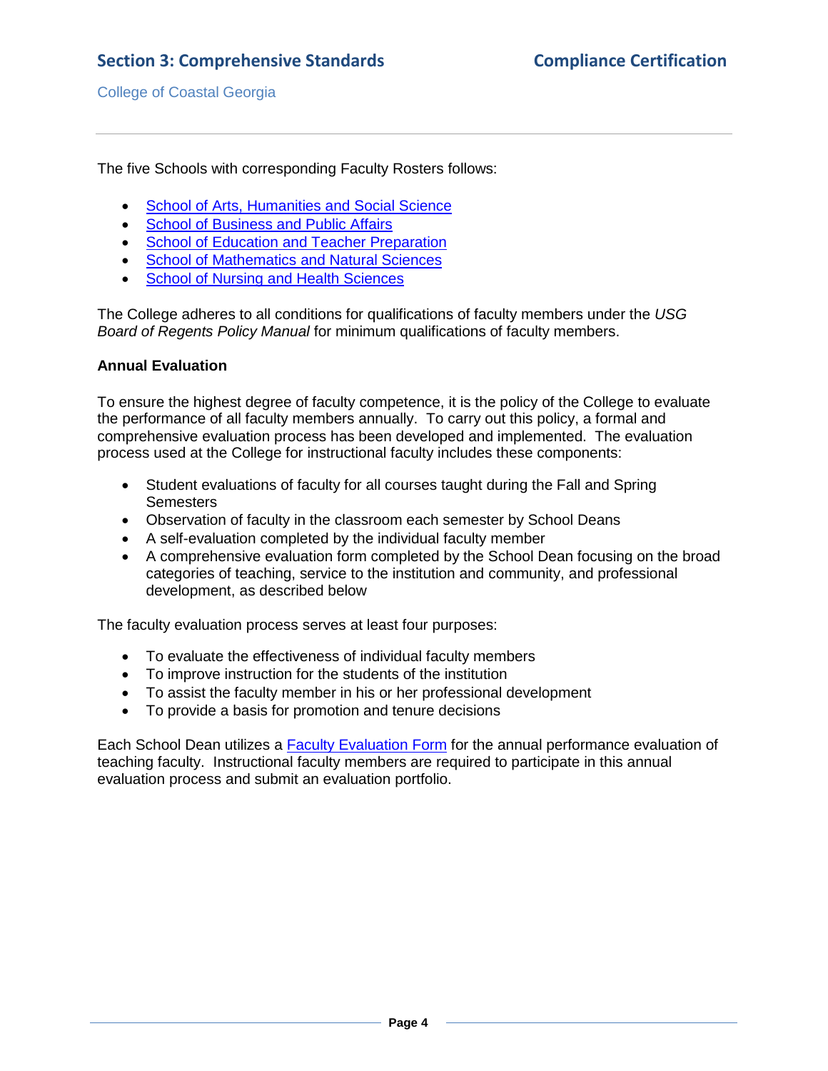The five Schools with corresponding Faculty Rosters follows:

- School of Arts, Humanities and Social Science
- School of Business and Public Affairs
- School of Education and Teacher Preparation
- School of Mathematics and Natural Sciences
- School of Nursing and Health Sciences

The College adheres to all conditions for qualifications of faculty members under the *USG Board of Regents Policy Manual* for minimum qualifications of faculty members.

**Annual Evaluation**

To ensure the highest degree of faculty competence, it is the policy of the College to evaluate the performance of all faculty members annually. To carry out this policy, a formal and comprehensive evaluation process has been developed and implemented. The evaluation process used at the College for instructional faculty includes these components:

- Student evaluations of faculty for all courses taught during the Fall and Spring Semesters
- Observation of faculty in the classroom each semester by School Deans
- A self-evaluation completed by the individual faculty member
- A comprehensive evaluation form completed by the School Dean focusing on the broad categories of teaching, service to the institution and community, and professional development, as described below

The faculty evaluation process serves at least four purposes:

- To evaluate the effectiveness of individual faculty members
- To improve instruction for the students of the institution
- To assist the faculty member in his or her professional development
- To provide a basis for promotion and tenure decisions

Each School Dean utilizes a Faculty Evaluation Form for the annual performance evaluation of teaching faculty. Instructional faculty members are required to participate in this annual evaluation process and submit an evaluation portfolio.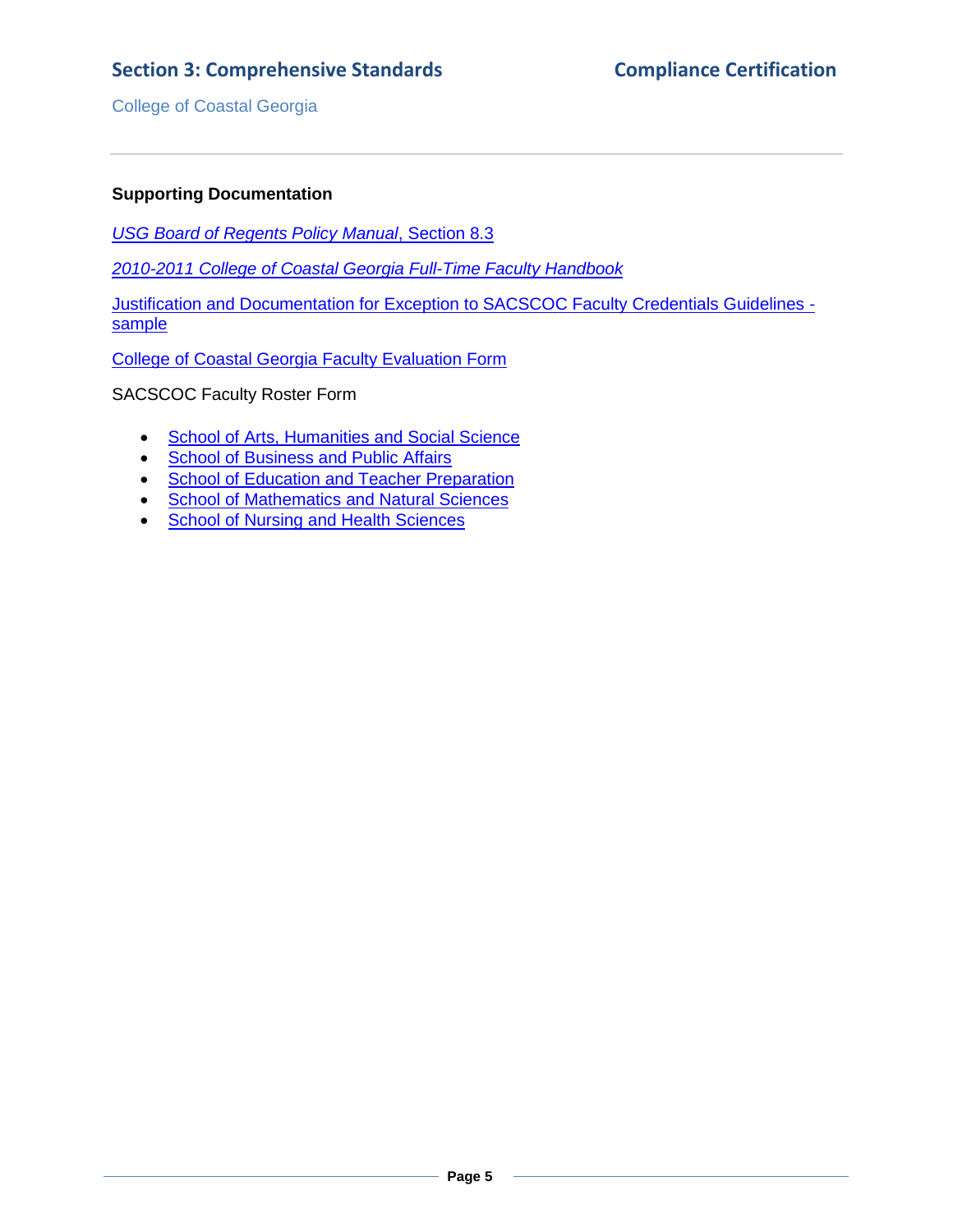**Supporting Documentation**

*USG Board of Regents Policy Manual*, Section 8.3

*2010-2011 College of Coastal Georgia Full-Time Faculty Handbook*

Justification and Documentation for Exception to SACSCOC Faculty Credentials Guidelines - sample

College of Coastal Georgia Faculty Evaluation Form

SACSCOC Faculty Roster Form

- School of Arts, Humanities and Social Science
- School of Business and Public Affairs
- School of Education and Teacher Preparation
- School of Mathematics and Natural Sciences
- School of Nursing and Health Sciences